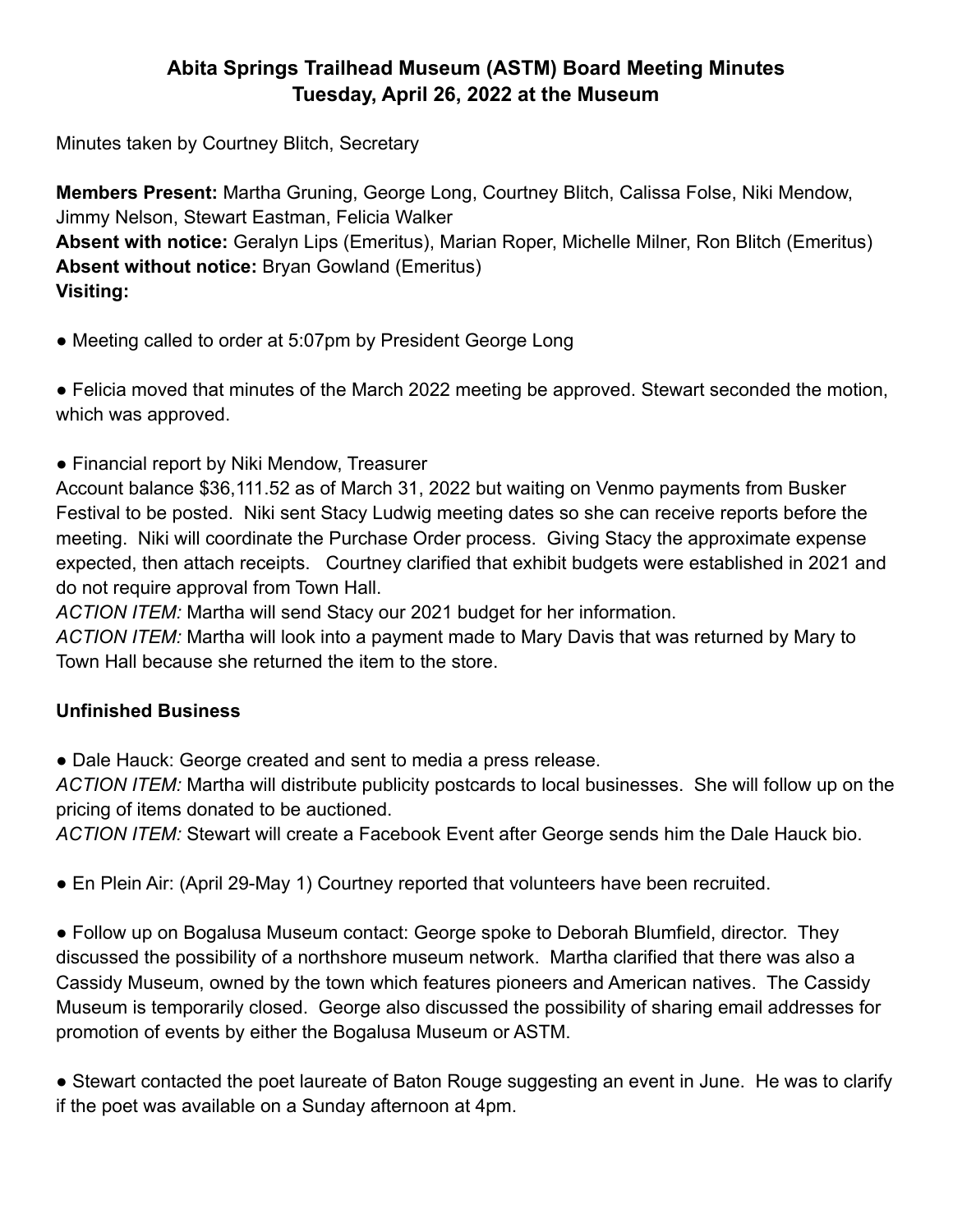# Abita Springs Trailhead Museum (ASTM) Board Meeting Minutes
# Tuesday, April 26, 2022 at the Museum

Minutes taken by Courtney Blitch, Secretary

**Members Present:** Martha Gruning, George Long, Courtney Blitch, Calissa Folse, Niki Mendow, Jimmy Nelson, Stewart Eastman, Felicia Walker
**Absent with notice:** Geralyn Lips (Emeritus), Marian Roper, Michelle Milner, Ron Blitch (Emeritus)
**Absent without notice:** Bryan Gowland (Emeritus)
**Visiting:**

- Meeting called to order at 5:07pm by President George Long

- Felicia moved that minutes of the March 2022 meeting be approved. Stewart seconded the motion, which was approved.

- Financial report by Niki Mendow, Treasurer

Account balance $36,111.52 as of March 31, 2022 but waiting on Venmo payments from Busker Festival to be posted. Niki sent Stacy Ludwig meeting dates so she can receive reports before the meeting. Niki will coordinate the Purchase Order process. Giving Stacy the approximate expense expected, then attach receipts. Courtney clarified that exhibit budgets were established in 2021 and do not require approval from Town Hall.

*ACTION ITEM:* Martha will send Stacy our 2021 budget for her information.

*ACTION ITEM:* Martha will look into a payment made to Mary Davis that was returned by Mary to Town Hall because she returned the item to the store.

## Unfinished Business

- Dale Hauck: George created and sent to media a press release.

*ACTION ITEM:* Martha will distribute publicity postcards to local businesses. She will follow up on the pricing of items donated to be auctioned.

*ACTION ITEM:* Stewart will create a Facebook Event after George sends him the Dale Hauck bio.

- En Plein Air: (April 29-May 1) Courtney reported that volunteers have been recruited.

- Follow up on Bogalusa Museum contact: George spoke to Deborah Blumfield, director. They discussed the possibility of a northshore museum network. Martha clarified that there was also a Cassidy Museum, owned by the town which features pioneers and American natives. The Cassidy Museum is temporarily closed. George also discussed the possibility of sharing email addresses for promotion of events by either the Bogalusa Museum or ASTM.

- Stewart contacted the poet laureate of Baton Rouge suggesting an event in June. He was to clarify if the poet was available on a Sunday afternoon at 4pm.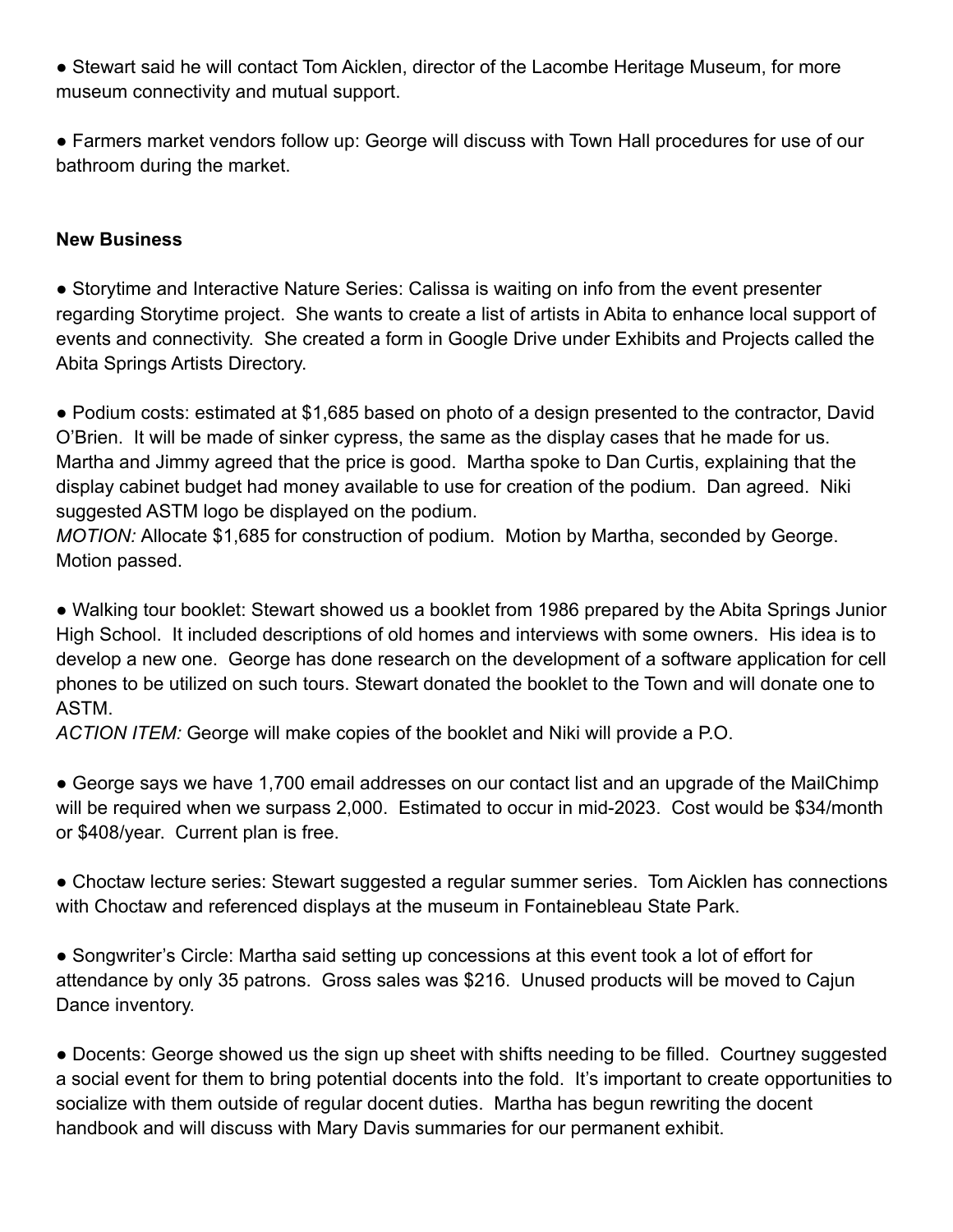● Stewart said he will contact Tom Aicklen, director of the Lacombe Heritage Museum, for more museum connectivity and mutual support.

● Farmers market vendors follow up: George will discuss with Town Hall procedures for use of our bathroom during the market.

**New Business**

● Storytime and Interactive Nature Series: Calissa is waiting on info from the event presenter regarding Storytime project. She wants to create a list of artists in Abita to enhance local support of events and connectivity. She created a form in Google Drive under Exhibits and Projects called the Abita Springs Artists Directory.

● Podium costs: estimated at $1,685 based on photo of a design presented to the contractor, David O'Brien. It will be made of sinker cypress, the same as the display cases that he made for us. Martha and Jimmy agreed that the price is good. Martha spoke to Dan Curtis, explaining that the display cabinet budget had money available to use for creation of the podium. Dan agreed. Niki suggested ASTM logo be displayed on the podium.
*MOTION:* Allocate $1,685 for construction of podium. Motion by Martha, seconded by George. Motion passed.

● Walking tour booklet: Stewart showed us a booklet from 1986 prepared by the Abita Springs Junior High School. It included descriptions of old homes and interviews with some owners. His idea is to develop a new one. George has done research on the development of a software application for cell phones to be utilized on such tours. Stewart donated the booklet to the Town and will donate one to ASTM.
*ACTION ITEM:* George will make copies of the booklet and Niki will provide a P.O.

● George says we have 1,700 email addresses on our contact list and an upgrade of the MailChimp will be required when we surpass 2,000. Estimated to occur in mid-2023. Cost would be $34/month or $408/year. Current plan is free.

● Choctaw lecture series: Stewart suggested a regular summer series. Tom Aicklen has connections with Choctaw and referenced displays at the museum in Fontainebleau State Park.

● Songwriter's Circle: Martha said setting up concessions at this event took a lot of effort for attendance by only 35 patrons. Gross sales was $216. Unused products will be moved to Cajun Dance inventory.

● Docents: George showed us the sign up sheet with shifts needing to be filled. Courtney suggested a social event for them to bring potential docents into the fold. It's important to create opportunities to socialize with them outside of regular docent duties. Martha has begun rewriting the docent handbook and will discuss with Mary Davis summaries for our permanent exhibit.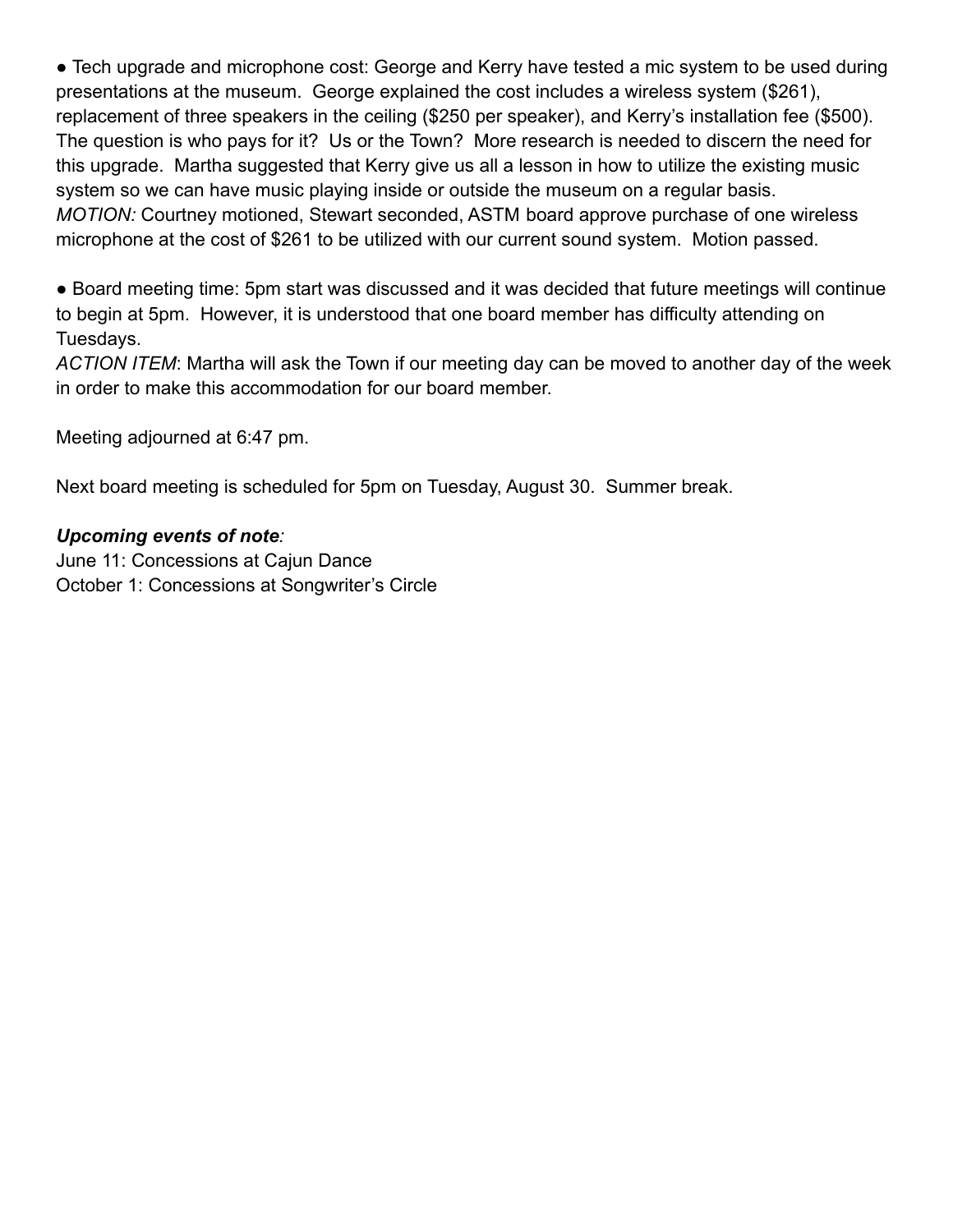- Tech upgrade and microphone cost: George and Kerry have tested a mic system to be used during presentations at the museum. George explained the cost includes a wireless system ($261), replacement of three speakers in the ceiling ($250 per speaker), and Kerry's installation fee ($500). The question is who pays for it? Us or the Town? More research is needed to discern the need for this upgrade. Martha suggested that Kerry give us all a lesson in how to utilize the existing music system so we can have music playing inside or outside the museum on a regular basis.
*MOTION:* Courtney motioned, Stewart seconded, ASTM board approve purchase of one wireless microphone at the cost of $261 to be utilized with our current sound system. Motion passed.

- Board meeting time: 5pm start was discussed and it was decided that future meetings will continue to begin at 5pm. However, it is understood that one board member has difficulty attending on Tuesdays.
*ACTION ITEM*: Martha will ask the Town if our meeting day can be moved to another day of the week in order to make this accommodation for our board member.

Meeting adjourned at 6:47 pm.

Next board meeting is scheduled for 5pm on Tuesday, August 30. Summer break.

***Upcoming events of note****:*
June 11: Concessions at Cajun Dance
October 1: Concessions at Songwriter's Circle